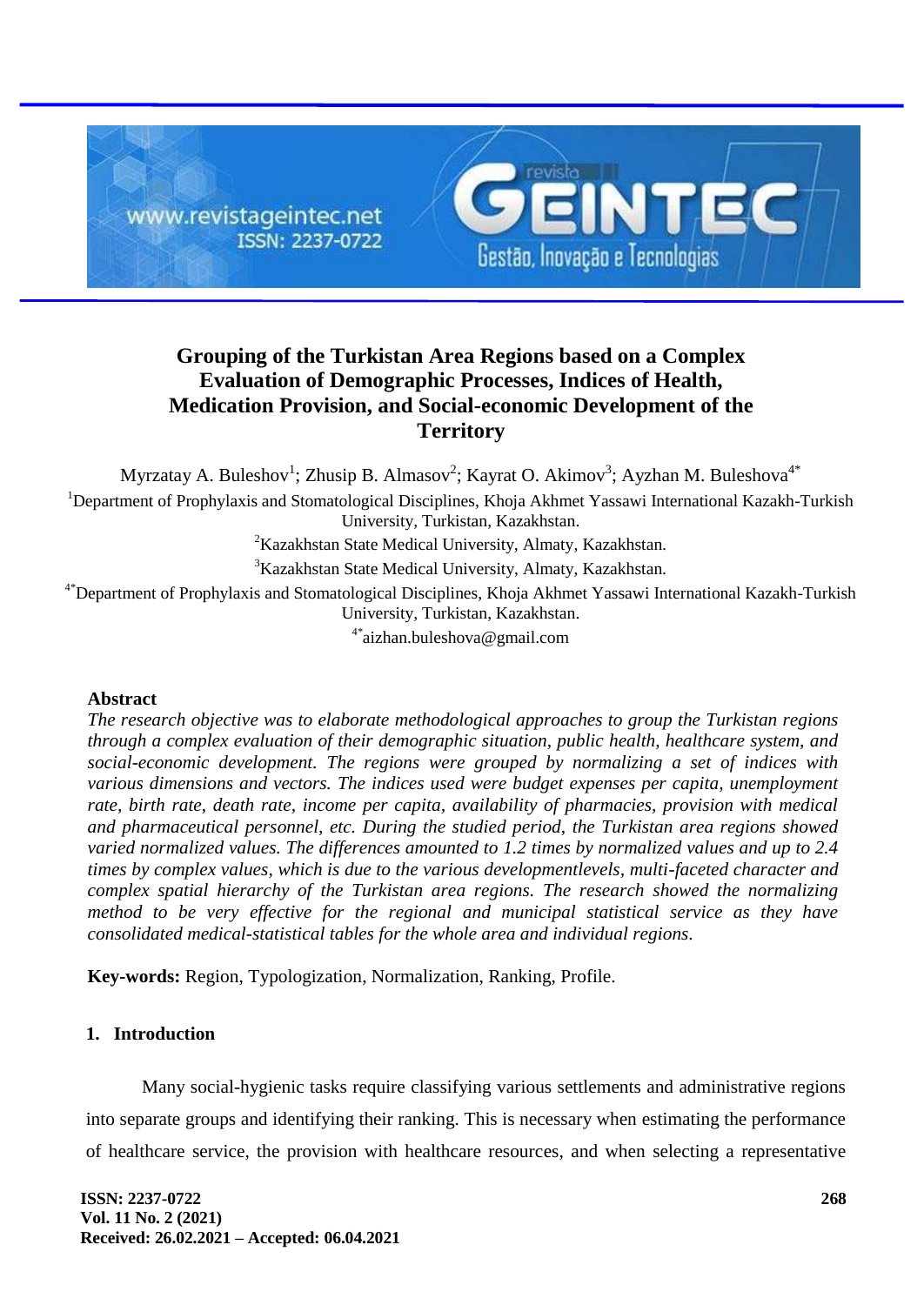# Grouping of the Turkistan Area Regions based on a Complex Evaluation of Demographic Processes, Indices of Health, Medication Provision, and Social-economic Development of the Territory

Myrzatay A. Buleshov[1]; Zhusip B. Almasov[2]; Kayrat O. Akimov[3]; Ayzhan M. Buleshova[4*]

[1]Department of Prophylaxis and Stomatological Disciplines, Khoja Akhmet Yassawi International Kazakh-Turkish University, Turkistan, Kazakhstan.

[2]Kazakhstan State Medical University, Almaty, Kazakhstan.

[3]Kazakhstan State Medical University, Almaty, Kazakhstan.

[4*]Department of Prophylaxis and Stomatological Disciplines, Khoja Akhmet Yassawi International Kazakh-Turkish University, Turkistan, Kazakhstan.

[4*]aizhan.buleshova@gmail.com

## Abstract

*The research objective was to elaborate methodological approaches to group the Turkistan regions through a complex evaluation of their demographic situation, public health, healthcare system, and social-economic development. The regions were grouped by normalizing a set of indices with various dimensions and vectors. The indices used were budget expenses per capita, unemployment rate, birth rate, death rate, income per capita, availability of pharmacies, provision with medical and pharmaceutical personnel, etc. During the studied period, the Turkistan area regions showed varied normalized values. The differences amounted to 1.2 times by normalized values and up to 2.4 times by complex values, which is due to the various developmentlevels, multi-faceted character and complex spatial hierarchy of the Turkistan area regions. The research showed the normalizing method to be very effective for the regional and municipal statistical service as they have consolidated medical-statistical tables for the whole area and individual regions.*

**Key-words:** Region, Typologization, Normalization, Ranking, Profile.

## 1. Introduction

Many social-hygienic tasks require classifying various settlements and administrative regions into separate groups and identifying their ranking. This is necessary when estimating the performance of healthcare service, the provision with healthcare resources, and when selecting a representative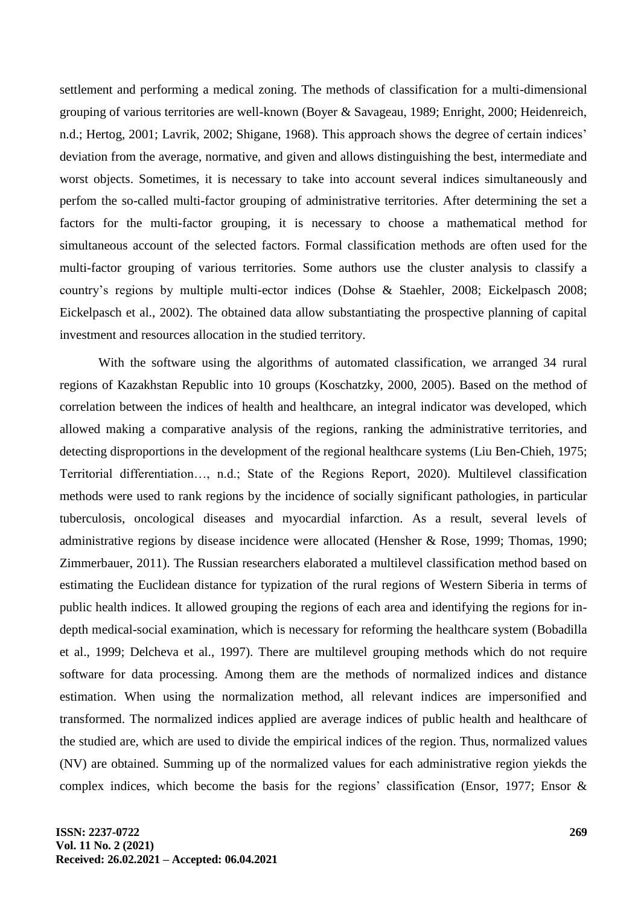settlement and performing a medical zoning. The methods of classification for a multi-dimensional grouping of various territories are well-known (Boyer & Savageau, 1989; Enright, 2000; Heidenreich, n.d.; Hertog, 2001; Lavrik, 2002; Shigane, 1968). This approach shows the degree of certain indices' deviation from the average, normative, and given and allows distinguishing the best, intermediate and worst objects. Sometimes, it is necessary to take into account several indices simultaneously and perfom the so-called multi-factor grouping of administrative territories. After determining the set a factors for the multi-factor grouping, it is necessary to choose a mathematical method for simultaneous account of the selected factors. Formal classification methods are often used for the multi-factor grouping of various territories. Some authors use the cluster analysis to classify a country's regions by multiple multi-ector indices (Dohse & Staehler, 2008; Eickelpasch 2008; Eickelpasch et al., 2002). The obtained data allow substantiating the prospective planning of capital investment and resources allocation in the studied territory.

With the software using the algorithms of automated classification, we arranged 34 rural regions of Kazakhstan Republic into 10 groups (Koschatzky, 2000, 2005). Based on the method of correlation between the indices of health and healthcare, an integral indicator was developed, which allowed making a comparative analysis of the regions, ranking the administrative territories, and detecting disproportions in the development of the regional healthcare systems (Liu Ben-Chieh, 1975; Territorial differentiation…, n.d.; State of the Regions Report, 2020). Multilevel classification methods were used to rank regions by the incidence of socially significant pathologies, in particular tuberculosis, oncological diseases and myocardial infarction. As a result, several levels of administrative regions by disease incidence were allocated (Hensher & Rose, 1999; Thomas, 1990; Zimmerbauer, 2011). The Russian researchers elaborated a multilevel classification method based on estimating the Euclidean distance for typization of the rural regions of Western Siberia in terms of public health indices. It allowed grouping the regions of each area and identifying the regions for in-depth medical-social examination, which is necessary for reforming the healthcare system (Bobadilla et al., 1999; Delcheva et al., 1997). There are multilevel grouping methods which do not require software for data processing. Among them are the methods of normalized indices and distance estimation. When using the normalization method, all relevant indices are impersonified and transformed. The normalized indices applied are average indices of public health and healthcare of the studied are, which are used to divide the empirical indices of the region. Thus, normalized values (NV) are obtained. Summing up of the normalized values for each administrative region yiekds the complex indices, which become the basis for the regions' classification (Ensor, 1977; Ensor &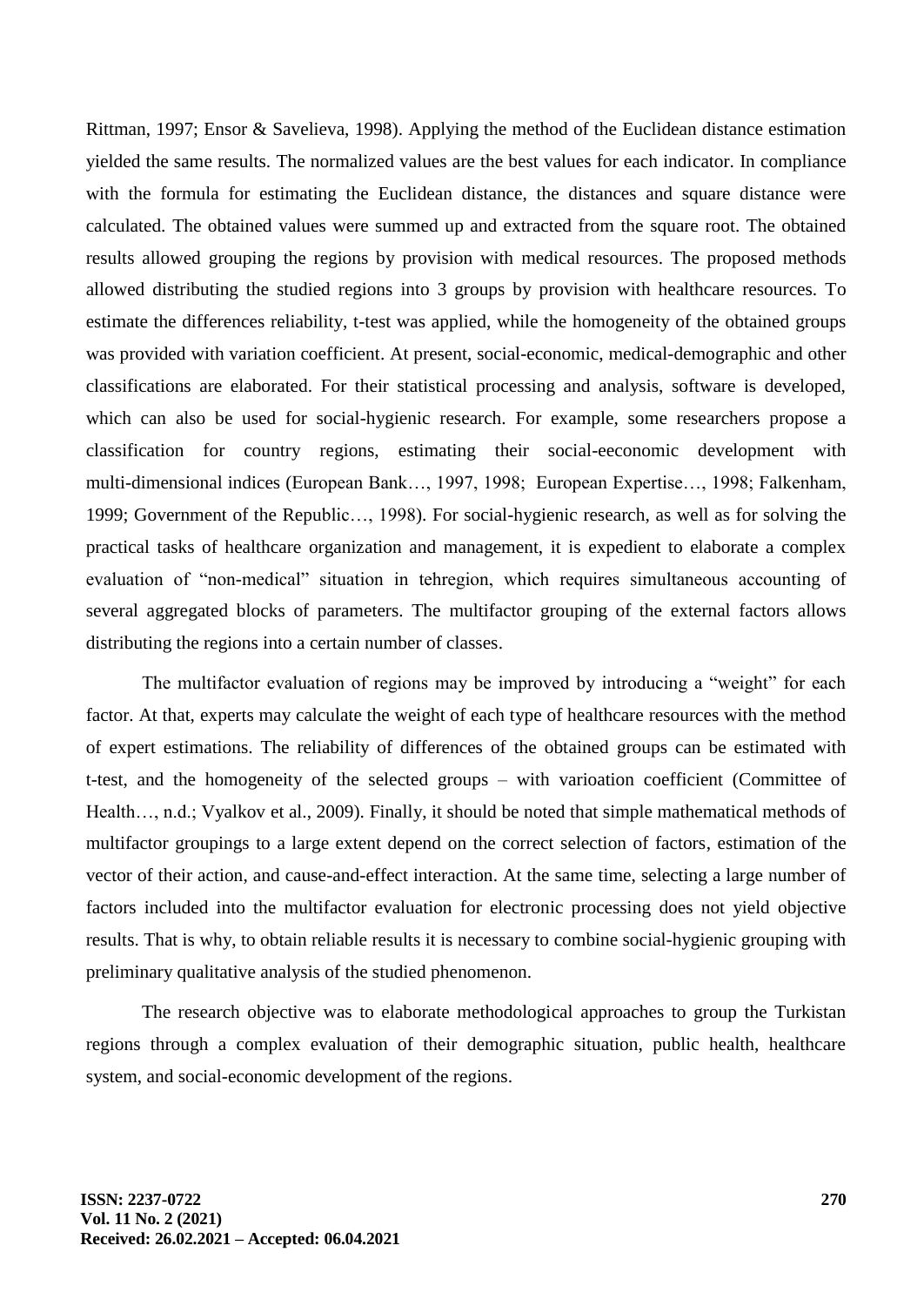Rittman, 1997; Ensor & Savelieva, 1998). Applying the method of the Euclidean distance estimation yielded the same results. The normalized values are the best values for each indicator. In compliance with the formula for estimating the Euclidean distance, the distances and square distance were calculated. The obtained values were summed up and extracted from the square root. The obtained results allowed grouping the regions by provision with medical resources. The proposed methods allowed distributing the studied regions into 3 groups by provision with healthcare resources. To estimate the differences reliability, t-test was applied, while the homogeneity of the obtained groups was provided with variation coefficient. At present, social-economic, medical-demographic and other classifications are elaborated. For their statistical processing and analysis, software is developed, which can also be used for social-hygienic research. For example, some researchers propose a classification for country regions, estimating their social-eeconomic development with multi-dimensional indices (European Bank…, 1997, 1998; European Expertise…, 1998; Falkenham, 1999; Government of the Republic…, 1998). For social-hygienic research, as well as for solving the practical tasks of healthcare organization and management, it is expedient to elaborate a complex evaluation of "non-medical" situation in tehregion, which requires simultaneous accounting of several aggregated blocks of parameters. The multifactor grouping of the external factors allows distributing the regions into a certain number of classes.

The multifactor evaluation of regions may be improved by introducing a "weight" for each factor. At that, experts may calculate the weight of each type of healthcare resources with the method of expert estimations. The reliability of differences of the obtained groups can be estimated with t-test, and the homogeneity of the selected groups – with varioation coefficient (Committee of Health…, n.d.; Vyalkov et al., 2009). Finally, it should be noted that simple mathematical methods of multifactor groupings to a large extent depend on the correct selection of factors, estimation of the vector of their action, and cause-and-effect interaction. At the same time, selecting a large number of factors included into the multifactor evaluation for electronic processing does not yield objective results. That is why, to obtain reliable results it is necessary to combine social-hygienic grouping with preliminary qualitative analysis of the studied phenomenon.

The research objective was to elaborate methodological approaches to group the Turkistan regions through a complex evaluation of their demographic situation, public health, healthcare system, and social-economic development of the regions.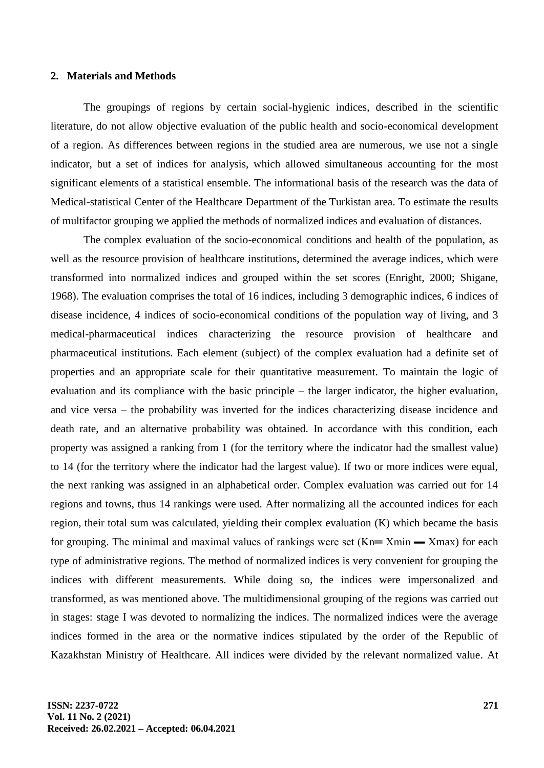## 2. Materials and Methods

The groupings of regions by certain social-hygienic indices, described in the scientific literature, do not allow objective evaluation of the public health and socio-economical development of a region. As differences between regions in the studied area are numerous, we use not a single indicator, but a set of indices for analysis, which allowed simultaneous accounting for the most significant elements of a statistical ensemble. The informational basis of the research was the data of Medical-statistical Center of the Healthcare Department of the Turkistan area. To estimate the results of multifactor grouping we applied the methods of normalized indices and evaluation of distances.

The complex evaluation of the socio-economical conditions and health of the population, as well as the resource provision of healthcare institutions, determined the average indices, which were transformed into normalized indices and grouped within the set scores (Enright, 2000; Shigane, 1968). The evaluation comprises the total of 16 indices, including 3 demographic indices, 6 indices of disease incidence, 4 indices of socio-economical conditions of the population way of living, and 3 medical-pharmaceutical indices characterizing the resource provision of healthcare and pharmaceutical institutions. Each element (subject) of the complex evaluation had a definite set of properties and an appropriate scale for their quantitative measurement. To maintain the logic of evaluation and its compliance with the basic principle – the larger indicator, the higher evaluation, and vice versa – the probability was inverted for the indices characterizing disease incidence and death rate, and an alternative probability was obtained. In accordance with this condition, each property was assigned a ranking from 1 (for the territory where the indicator had the smallest value) to 14 (for the territory where the indicator had the largest value). If two or more indices were equal, the next ranking was assigned in an alphabetical order. Complex evaluation was carried out for 14 regions and towns, thus 14 rankings were used. After normalizing all the accounted indices for each region, their total sum was calculated, yielding their complex evaluation (K) which became the basis for grouping. The minimal and maximal values of rankings were set ($K_n = X_{min} - X_{max}$) for each type of administrative regions. The method of normalized indices is very convenient for grouping the indices with different measurements. While doing so, the indices were impersonalized and transformed, as was mentioned above. The multidimensional grouping of the regions was carried out in stages: stage I was devoted to normalizing the indices. The normalized indices were the average indices formed in the area or the normative indices stipulated by the order of the Republic of Kazakhstan Ministry of Healthcare. All indices were divided by the relevant normalized value. At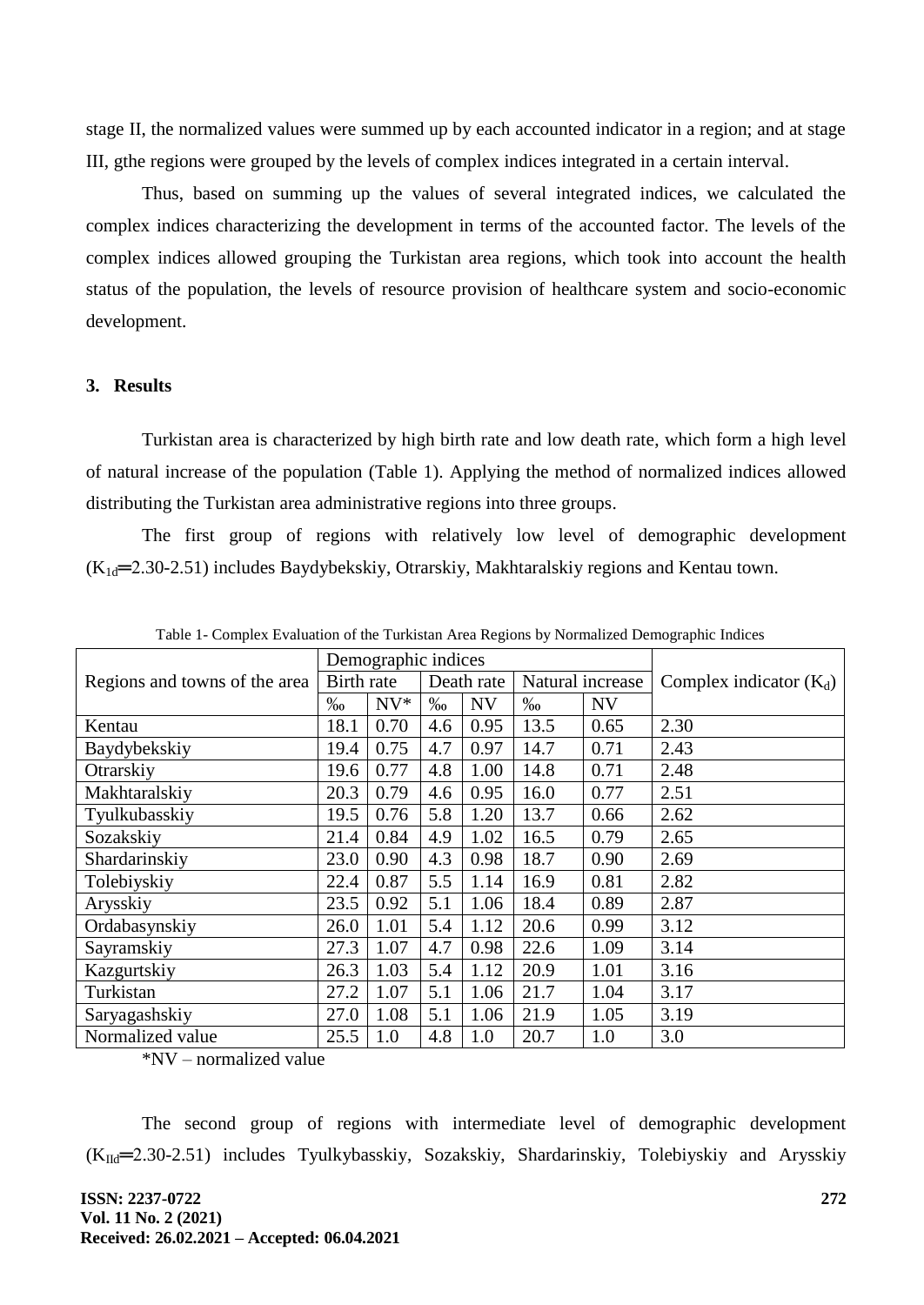stage II, the normalized values were summed up by each accounted indicator in a region; and at stage III, gthe regions were grouped by the levels of complex indices integrated in a certain interval.

Thus, based on summing up the values of several integrated indices, we calculated the complex indices characterizing the development in terms of the accounted factor. The levels of the complex indices allowed grouping the Turkistan area regions, which took into account the health status of the population, the levels of resource provision of healthcare system and socio-economic development.

## 3. Results

Turkistan area is characterized by high birth rate and low death rate, which form a high level of natural increase of the population (Table 1). Applying the method of normalized indices allowed distributing the Turkistan area administrative regions into three groups.

The first group of regions with relatively low level of demographic development ($K_{1d}$=2.30-2.51) includes Baydybekskiy, Otrarskiy, Makhtaralskiy regions and Kentau town.

Table 1- Complex Evaluation of the Turkistan Area Regions by Normalized Demographic Indices

| Regions and towns of the area | Demographic indices | | | | | | Complex indicator ($K_d$) |
|---|---|---|---|---|---|---|---|
| | Birth rate | | Death rate | | Natural increase | | |
| | ‰ | NV* | ‰ | NV | ‰ | NV | |
| Kentau | 18.1 | 0.70 | 4.6 | 0.95 | 13.5 | 0.65 | 2.30 |
| Baydybekskiy | 19.4 | 0.75 | 4.7 | 0.97 | 14.7 | 0.71 | 2.43 |
| Otrarskiy | 19.6 | 0.77 | 4.8 | 1.00 | 14.8 | 0.71 | 2.48 |
| Makhtaralskiy | 20.3 | 0.79 | 4.6 | 0.95 | 16.0 | 0.77 | 2.51 |
| Tyulkubasskiy | 19.5 | 0.76 | 5.8 | 1.20 | 13.7 | 0.66 | 2.62 |
| Sozakskiy | 21.4 | 0.84 | 4.9 | 1.02 | 16.5 | 0.79 | 2.65 |
| Shardarinskiy | 23.0 | 0.90 | 4.3 | 0.98 | 18.7 | 0.90 | 2.69 |
| Tolebiyskiy | 22.4 | 0.87 | 5.5 | 1.14 | 16.9 | 0.81 | 2.82 |
| Arysskiy | 23.5 | 0.92 | 5.1 | 1.06 | 18.4 | 0.89 | 2.87 |
| Ordabasynskiy | 26.0 | 1.01 | 5.4 | 1.12 | 20.6 | 0.99 | 3.12 |
| Sayramskiy | 27.3 | 1.07 | 4.7 | 0.98 | 22.6 | 1.09 | 3.14 |
| Kazgurtskiy | 26.3 | 1.03 | 5.4 | 1.12 | 20.9 | 1.01 | 3.16 |
| Turkistan | 27.2 | 1.07 | 5.1 | 1.06 | 21.7 | 1.04 | 3.17 |
| Saryagashskiy | 27.0 | 1.08 | 5.1 | 1.06 | 21.9 | 1.05 | 3.19 |
| Normalized value | 25.5 | 1.0 | 4.8 | 1.0 | 20.7 | 1.0 | 3.0 |

*NV – normalized value

The second group of regions with intermediate level of demographic development ($K_{IId}$=2.30-2.51) includes Tyulkybasskiy, Sozakskiy, Shardarinskiy, Tolebiyskiy and Arysskiy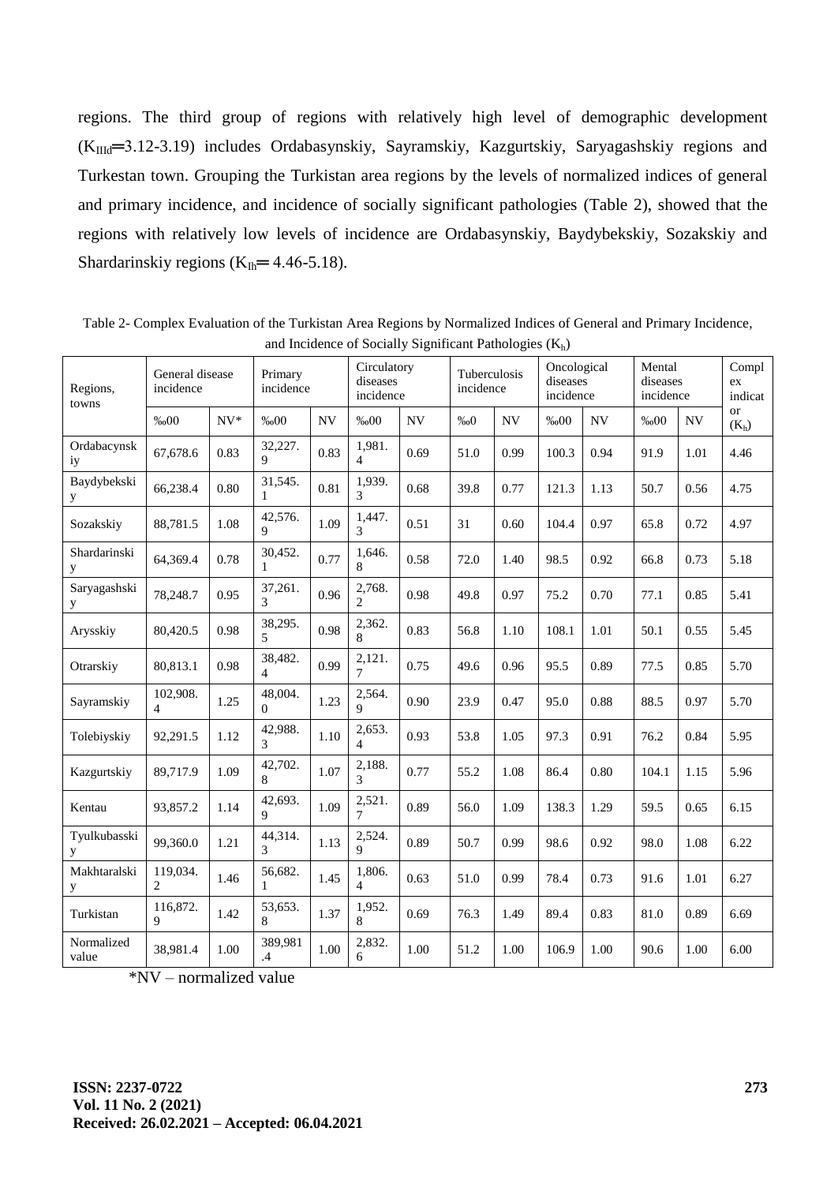regions. The third group of regions with relatively high level of demographic development ($K_{IIId}$═3.12-3.19) includes Ordabasynskiy, Sayramskiy, Kazgurtskiy, Saryagashskiy regions and Turkestan town. Grouping the Turkistan area regions by the levels of normalized indices of general and primary incidence, and incidence of socially significant pathologies (Table 2), showed that the regions with relatively low levels of incidence are Ordabasynskiy, Baydybekskiy, Sozakskiy and Shardarinskiy regions ($K_{Ih}$═ 4.46-5.18).

Table 2- Complex Evaluation of the Turkistan Area Regions by Normalized Indices of General and Primary Incidence, and Incidence of Socially Significant Pathologies ($K_h$)

| Regions, towns | General disease incidence | | Primary incidence | | Circulatory diseases incidence | | Tuberculosis incidence | | Oncological diseases incidence | | Mental diseases incidence | | Complex indicator ($K_h$) |
|---|---|---|---|---|---|---|---|---|---|---|---|---|---|
| | ‰00 | NV* | ‰00 | NV | ‰00 | NV | ‰0 | NV | ‰00 | NV | ‰00 | NV | |
| Ordabacynskiy | 67,678.6 | 0.83 | 32,227.9 | 0.83 | 1,981.4 | 0.69 | 51.0 | 0.99 | 100.3 | 0.94 | 91.9 | 1.01 | 4.46 |
| Baydybekskiy | 66,238.4 | 0.80 | 31,545.1 | 0.81 | 1,939.3 | 0.68 | 39.8 | 0.77 | 121.3 | 1.13 | 50.7 | 0.56 | 4.75 |
| Sozakskiy | 88,781.5 | 1.08 | 42,576.9 | 1.09 | 1,447.3 | 0.51 | 31 | 0.60 | 104.4 | 0.97 | 65.8 | 0.72 | 4.97 |
| Shardarinskiy | 64,369.4 | 0.78 | 30,452.1 | 0.77 | 1,646.8 | 0.58 | 72.0 | 1.40 | 98.5 | 0.92 | 66.8 | 0.73 | 5.18 |
| Saryagashskiy | 78,248.7 | 0.95 | 37,261.3 | 0.96 | 2,768.2 | 0.98 | 49.8 | 0.97 | 75.2 | 0.70 | 77.1 | 0.85 | 5.41 |
| Arysskiy | 80,420.5 | 0.98 | 38,295.5 | 0.98 | 2,362.8 | 0.83 | 56.8 | 1.10 | 108.1 | 1.01 | 50.1 | 0.55 | 5.45 |
| Otrarskiy | 80,813.1 | 0.98 | 38,482.4 | 0.99 | 2,121.7 | 0.75 | 49.6 | 0.96 | 95.5 | 0.89 | 77.5 | 0.85 | 5.70 |
| Sayramskiy | 102,908.4 | 1.25 | 48,004.0 | 1.23 | 2,564.9 | 0.90 | 23.9 | 0.47 | 95.0 | 0.88 | 88.5 | 0.97 | 5.70 |
| Tolebiyskiy | 92,291.5 | 1.12 | 42,988.3 | 1.10 | 2,653.4 | 0.93 | 53.8 | 1.05 | 97.3 | 0.91 | 76.2 | 0.84 | 5.95 |
| Kazgurtskiy | 89,717.9 | 1.09 | 42,702.8 | 1.07 | 2,188.3 | 0.77 | 55.2 | 1.08 | 86.4 | 0.80 | 104.1 | 1.15 | 5.96 |
| Kentau | 93,857.2 | 1.14 | 42,693.9 | 1.09 | 2,521.7 | 0.89 | 56.0 | 1.09 | 138.3 | 1.29 | 59.5 | 0.65 | 6.15 |
| Tyulkubasskiy | 99,360.0 | 1.21 | 44,314.3 | 1.13 | 2,524.9 | 0.89 | 50.7 | 0.99 | 98.6 | 0.92 | 98.0 | 1.08 | 6.22 |
| Makhtaralskiy | 119,034.2 | 1.46 | 56,682.1 | 1.45 | 1,806.4 | 0.63 | 51.0 | 0.99 | 78.4 | 0.73 | 91.6 | 1.01 | 6.27 |
| Turkistan | 116,872.9 | 1.42 | 53,653.8 | 1.37 | 1,952.8 | 0.69 | 76.3 | 1.49 | 89.4 | 0.83 | 81.0 | 0.89 | 6.69 |
| Normalized value | 38,981.4 | 1.00 | 389,981.4 | 1.00 | 2,832.6 | 1.00 | 51.2 | 1.00 | 106.9 | 1.00 | 90.6 | 1.00 | 6.00 |

*NV – normalized value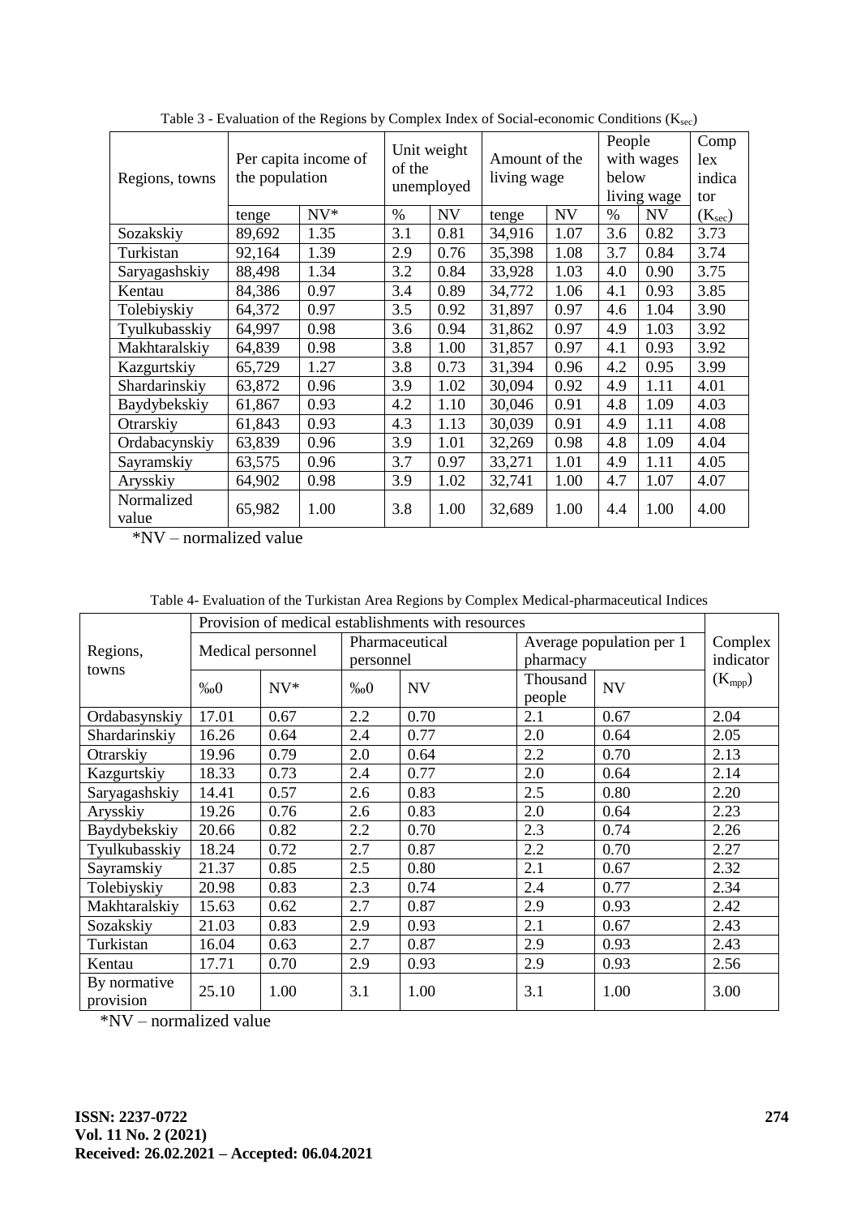Table 3 - Evaluation of the Regions by Complex Index of Social-economic Conditions ($K_{sec}$)

| Regions, towns | Per capita income of the population | | Unit weight of the unemployed | | Amount of the living wage | | People with wages below living wage | | Complex indicator |
|---|---|---|---|---|---|---|---|---|---|
| | tenge | NV* | % | NV | tenge | NV | % | NV | ($K_{sec}$) |
| Sozakskiy | 89,692 | 1.35 | 3.1 | 0.81 | 34,916 | 1.07 | 3.6 | 0.82 | 3.73 |
| Turkistan | 92,164 | 1.39 | 2.9 | 0.76 | 35,398 | 1.08 | 3.7 | 0.84 | 3.74 |
| Saryagashskiy | 88,498 | 1.34 | 3.2 | 0.84 | 33,928 | 1.03 | 4.0 | 0.90 | 3.75 |
| Kentau | 84,386 | 0.97 | 3.4 | 0.89 | 34,772 | 1.06 | 4.1 | 0.93 | 3.85 |
| Tolebiyskiy | 64,372 | 0.97 | 3.5 | 0.92 | 31,897 | 0.97 | 4.6 | 1.04 | 3.90 |
| Tyulkubasskiy | 64,997 | 0.98 | 3.6 | 0.94 | 31,862 | 0.97 | 4.9 | 1.03 | 3.92 |
| Makhtaralskiy | 64,839 | 0.98 | 3.8 | 1.00 | 31,857 | 0.97 | 4.1 | 0.93 | 3.92 |
| Kazgurtskiy | 65,729 | 1.27 | 3.8 | 0.73 | 31,394 | 0.96 | 4.2 | 0.95 | 3.99 |
| Shardarinskiy | 63,872 | 0.96 | 3.9 | 1.02 | 30,094 | 0.92 | 4.9 | 1.11 | 4.01 |
| Baydybekskiy | 61,867 | 0.93 | 4.2 | 1.10 | 30,046 | 0.91 | 4.8 | 1.09 | 4.03 |
| Otrarskiy | 61,843 | 0.93 | 4.3 | 1.13 | 30,039 | 0.91 | 4.9 | 1.11 | 4.08 |
| Ordabacynskiy | 63,839 | 0.96 | 3.9 | 1.01 | 32,269 | 0.98 | 4.8 | 1.09 | 4.04 |
| Sayramskiy | 63,575 | 0.96 | 3.7 | 0.97 | 33,271 | 1.01 | 4.9 | 1.11 | 4.05 |
| Aryskiy | 64,902 | 0.98 | 3.9 | 1.02 | 32,741 | 1.00 | 4.7 | 1.07 | 4.07 |
| Normalized value | 65,982 | 1.00 | 3.8 | 1.00 | 32,689 | 1.00 | 4.4 | 1.00 | 4.00 |

*NV – normalized value

Table 4- Evaluation of the Turkistan Area Regions by Complex Medical-pharmaceutical Indices

| Regions, towns | Provision of medical establishments with resources | | | | | | Complex indicator |
|---|---|---|---|---|---|---|---|
| | Medical personnel | | Pharmaceutical personnel | | Average population per 1 pharmacy | | |
| | ‰0 | NV* | ‰0 | NV | Thousand people | NV | ($K_{mpp}$) |
| Ordabasynskiy | 17.01 | 0.67 | 2.2 | 0.70 | 2.1 | 0.67 | 2.04 |
| Shardarinskiy | 16.26 | 0.64 | 2.4 | 0.77 | 2.0 | 0.64 | 2.05 |
| Otrarskiy | 19.96 | 0.79 | 2.0 | 0.64 | 2.2 | 0.70 | 2.13 |
| Kazgurtskiy | 18.33 | 0.73 | 2.4 | 0.77 | 2.0 | 0.64 | 2.14 |
| Saryagashskiy | 14.41 | 0.57 | 2.6 | 0.83 | 2.5 | 0.80 | 2.20 |
| Arysskiy | 19.26 | 0.76 | 2.6 | 0.83 | 2.0 | 0.64 | 2.23 |
| Baydybekskiy | 20.66 | 0.82 | 2.2 | 0.70 | 2.3 | 0.74 | 2.26 |
| Tyulkubasskiy | 18.24 | 0.72 | 2.7 | 0.87 | 2.2 | 0.70 | 2.27 |
| Sayramskiy | 21.37 | 0.85 | 2.5 | 0.80 | 2.1 | 0.67 | 2.32 |
| Tolebiyskiy | 20.98 | 0.83 | 2.3 | 0.74 | 2.4 | 0.77 | 2.34 |
| Makhtaralskiy | 15.63 | 0.62 | 2.7 | 0.87 | 2.9 | 0.93 | 2.42 |
| Sozakskiy | 21.03 | 0.83 | 2.9 | 0.93 | 2.1 | 0.67 | 2.43 |
| Turkistan | 16.04 | 0.63 | 2.7 | 0.87 | 2.9 | 0.93 | 2.43 |
| Kentau | 17.71 | 0.70 | 2.9 | 0.93 | 2.9 | 0.93 | 2.56 |
| By normative provision | 25.10 | 1.00 | 3.1 | 1.00 | 3.1 | 1.00 | 3.00 |

*NV – normalized value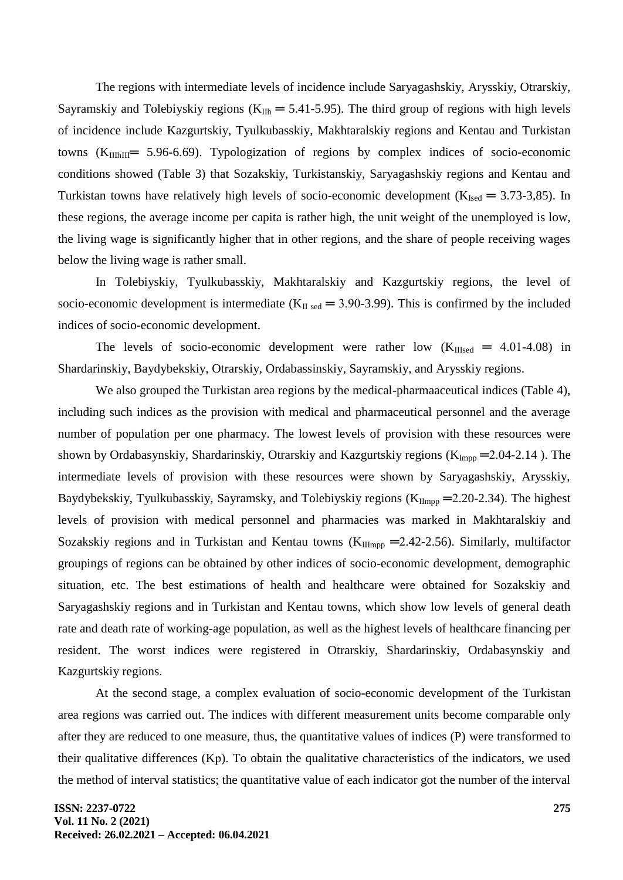The regions with intermediate levels of incidence include Saryagashskiy, Arysskiy, Otrarskiy, Sayramskiy and Tolebiyskiy regions ($K_{IIh} = 5.41$-$5.95$). The third group of regions with high levels of incidence include Kazgurtskiy, Tyulkubasskiy, Makhtaralskiy regions and Kentau and Turkistan towns ($K_{IIIhIII} = 5.96$-$6.69$). Typologization of regions by complex indices of socio-economic conditions showed (Table 3) that Sozakskiy, Turkistanskiy, Saryagashskiy regions and Kentau and Turkistan towns have relatively high levels of socio-economic development ($K_{Ised} = 3.73$-$3,85$). In these regions, the average income per capita is rather high, the unit weight of the unemployed is low, the living wage is significantly higher that in other regions, and the share of people receiving wages below the living wage is rather small.

In Tolebiyskiy, Tyulkubasskiy, Makhtaralskiy and Kazgurtskiy regions, the level of socio-economic development is intermediate ($K_{II\ sed} = 3.90$-$3.99$). This is confirmed by the included indices of socio-economic development.

The levels of socio-economic development were rather low ($K_{IIIsed} = 4.01$-$4.08$) in Shardarinskiy, Baydybekskiy, Otrarskiy, Ordabassinskiy, Sayramskiy, and Arysskiy regions.

We also grouped the Turkistan area regions by the medical-pharmaaceutical indices (Table 4), including such indices as the provision with medical and pharmaceutical personnel and the average number of population per one pharmacy. The lowest levels of provision with these resources were shown by Ordabasynskiy, Shardarinskiy, Otrarskiy and Kazgurtskiy regions ($K_{Impp} = 2.04$-$2.14$ ). The intermediate levels of provision with these resources were shown by Saryagashskiy, Arysskiy, Baydybekskiy, Tyulkubasskiy, Sayramsky, and Tolebiyskiy regions ($K_{IImpp} = 2.20$-$2.34$). The highest levels of provision with medical personnel and pharmacies was marked in Makhtaralskiy and Sozakskiy regions and in Turkistan and Kentau towns ($K_{IIImpp} = 2.42$-$2.56$). Similarly, multifactor groupings of regions can be obtained by other indices of socio-economic development, demographic situation, etc. The best estimations of health and healthcare were obtained for Sozakskiy and Saryagashskiy regions and in Turkistan and Kentau towns, which show low levels of general death rate and death rate of working-age population, as well as the highest levels of healthcare financing per resident. The worst indices were registered in Otrarskiy, Shardarinskiy, Ordabasynskiy and Kazgurtskiy regions.

At the second stage, a complex evaluation of socio-economic development of the Turkistan area regions was carried out. The indices with different measurement units become comparable only after they are reduced to one measure, thus, the quantitative values of indices (P) were transformed to their qualitative differences (Kp). To obtain the qualitative characteristics of the indicators, we used the method of interval statistics; the quantitative value of each indicator got the number of the interval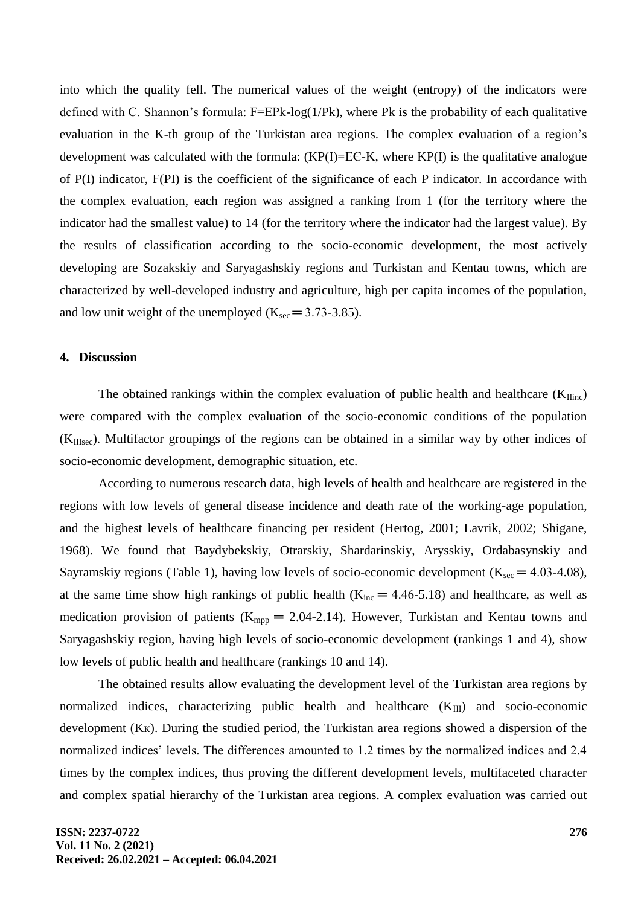into which the quality fell. The numerical values of the weight (entropy) of the indicators were defined with C. Shannon's formula: F=EPk-log(1/Pk), where Pk is the probability of each qualitative evaluation in the K-th group of the Turkistan area regions. The complex evaluation of a region's development was calculated with the formula: (KP(I)=EЄ-K, where KP(I) is the qualitative analogue of P(I) indicator, F(PI) is the coefficient of the significance of each P indicator. In accordance with the complex evaluation, each region was assigned a ranking from 1 (for the territory where the indicator had the smallest value) to 14 (for the territory where the indicator had the largest value). By the results of classification according to the socio-economic development, the most actively developing are Sozakskiy and Saryagashskiy regions and Turkistan and Kentau towns, which are characterized by well-developed industry and agriculture, high per capita incomes of the population, and low unit weight of the unemployed ($K_{sec} = 3.73$-$3.85$).

## 4. Discussion

The obtained rankings within the complex evaluation of public health and healthcare ($K_{IIinc}$) were compared with the complex evaluation of the socio-economic conditions of the population ($K_{IIIsec}$). Multifactor groupings of the regions can be obtained in a similar way by other indices of socio-economic development, demographic situation, etc.

According to numerous research data, high levels of health and healthcare are registered in the regions with low levels of general disease incidence and death rate of the working-age population, and the highest levels of healthcare financing per resident (Hertog, 2001; Lavrik, 2002; Shigane, 1968). We found that Baydybekskiy, Otrarskiy, Shardarinskiy, Arysskiy, Ordabasynskiy and Sayramskiy regions (Table 1), having low levels of socio-economic development ($K_{sec} = 4.03$-$4.08$), at the same time show high rankings of public health ($K_{inc} = 4.46$-$5.18$) and healthcare, as well as medication provision of patients ($K_{mpp} = 2.04$-$2.14$). However, Turkistan and Kentau towns and Saryagashskiy region, having high levels of socio-economic development (rankings 1 and 4), show low levels of public health and healthcare (rankings 10 and 14).

The obtained results allow evaluating the development level of the Turkistan area regions by normalized indices, characterizing public health and healthcare ($K_{III}$) and socio-economic development (Kк). During the studied period, the Turkistan area regions showed a dispersion of the normalized indices' levels. The differences amounted to 1.2 times by the normalized indices and 2.4 times by the complex indices, thus proving the different development levels, multifaceted character and complex spatial hierarchy of the Turkistan area regions. A complex evaluation was carried out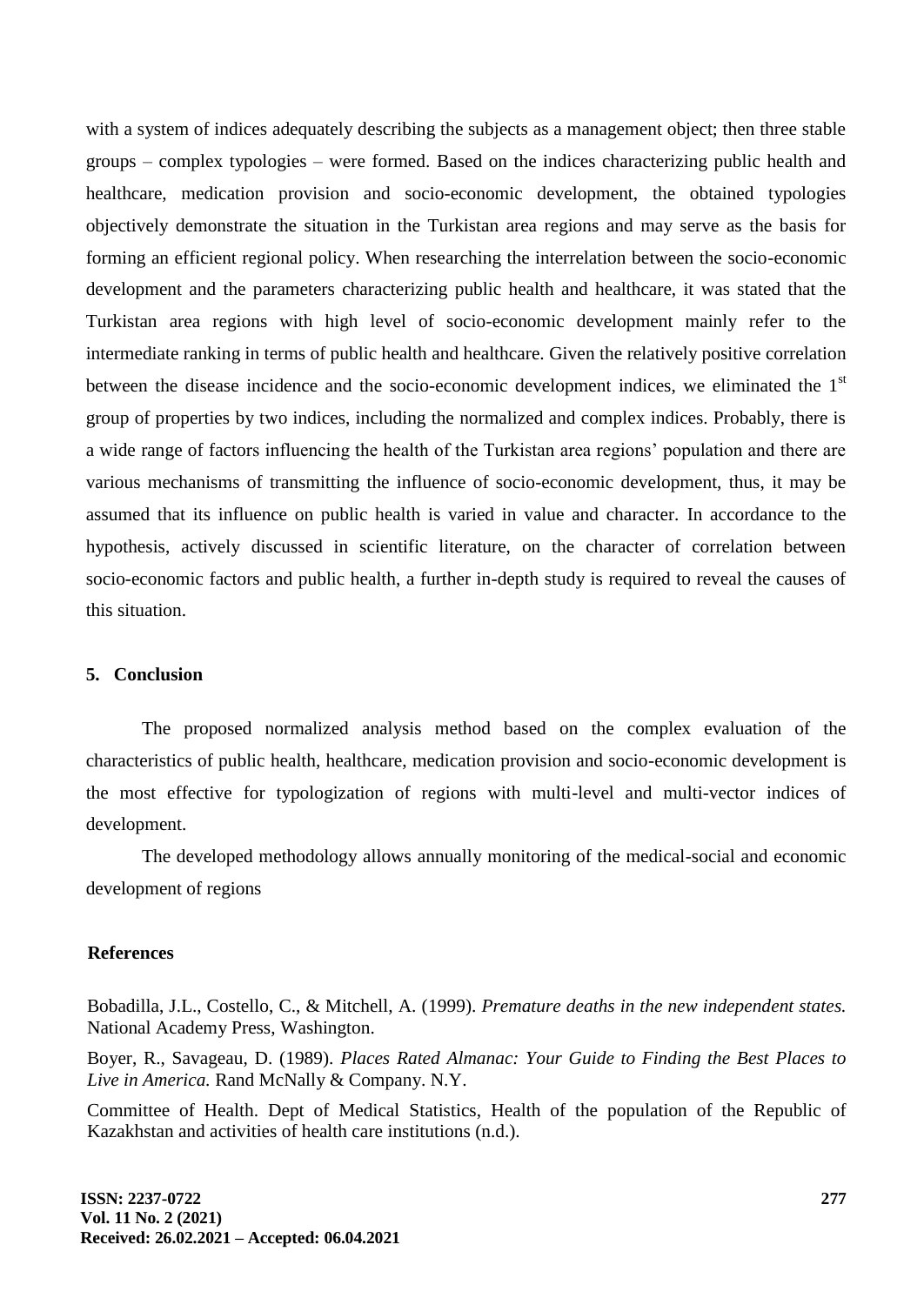with a system of indices adequately describing the subjects as a management object; then three stable groups – complex typologies – were formed. Based on the indices characterizing public health and healthcare, medication provision and socio-economic development, the obtained typologies objectively demonstrate the situation in the Turkistan area regions and may serve as the basis for forming an efficient regional policy. When researching the interrelation between the socio-economic development and the parameters characterizing public health and healthcare, it was stated that the Turkistan area regions with high level of socio-economic development mainly refer to the intermediate ranking in terms of public health and healthcare. Given the relatively positive correlation between the disease incidence and the socio-economic development indices, we eliminated the 1st group of properties by two indices, including the normalized and complex indices. Probably, there is a wide range of factors influencing the health of the Turkistan area regions' population and there are various mechanisms of transmitting the influence of socio-economic development, thus, it may be assumed that its influence on public health is varied in value and character. In accordance to the hypothesis, actively discussed in scientific literature, on the character of correlation between socio-economic factors and public health, a further in-depth study is required to reveal the causes of this situation.

## 5. Conclusion

The proposed normalized analysis method based on the complex evaluation of the characteristics of public health, healthcare, medication provision and socio-economic development is the most effective for typologization of regions with multi-level and multi-vector indices of development.

The developed methodology allows annually monitoring of the medical-social and economic development of regions

## References

Bobadilla, J.L., Costello, C., & Mitchell, A. (1999). *Premature deaths in the new independent states.* National Academy Press, Washington.

Boyer, R., Savageau, D. (1989). *Places Rated Almanac: Your Guide to Finding the Best Places to Live in America.* Rand McNally & Company. N.Y.

Committee of Health. Dept of Medical Statistics, Health of the population of the Republic of Kazakhstan and activities of health care institutions (n.d.).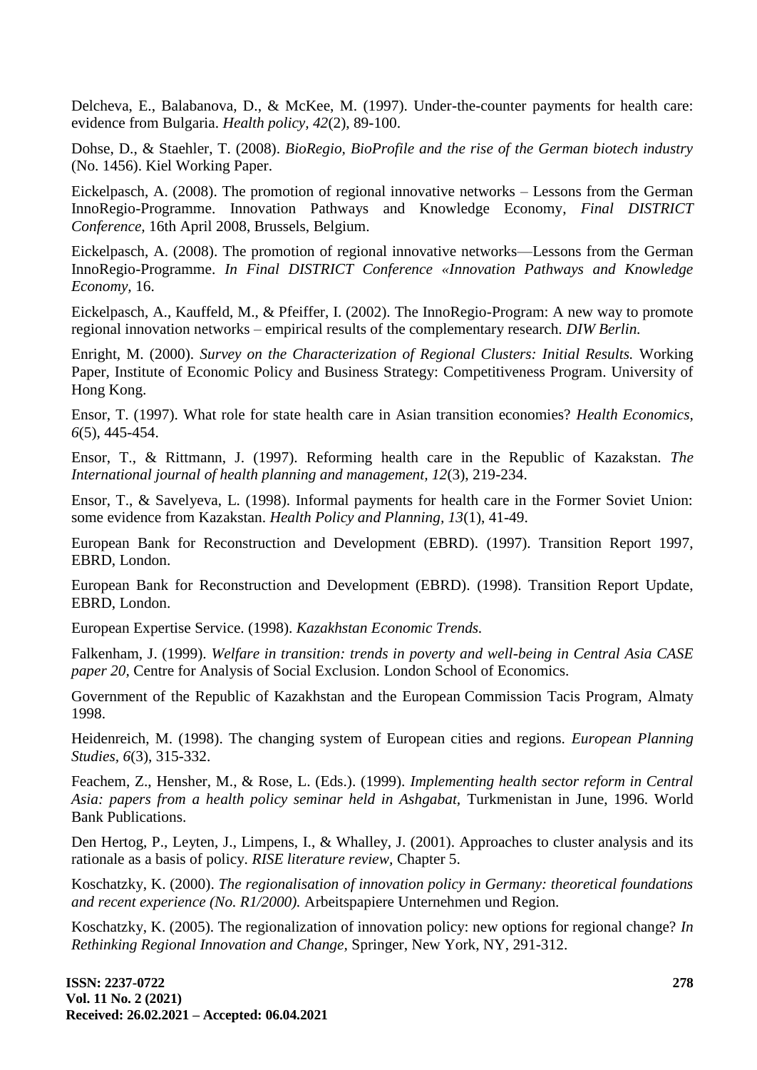Delcheva, E., Balabanova, D., & McKee, M. (1997). Under-the-counter payments for health care: evidence from Bulgaria. *Health policy, 42*(2), 89-100.

Dohse, D., & Staehler, T. (2008). *BioRegio, BioProfile and the rise of the German biotech industry* (No. 1456). Kiel Working Paper.

Eickelpasch, A. (2008). The promotion of regional innovative networks – Lessons from the German InnoRegio-Programme. Innovation Pathways and Knowledge Economy, *Final DISTRICT Conference,* 16th April 2008, Brussels, Belgium.

Eickelpasch, A. (2008). The promotion of regional innovative networks—Lessons from the German InnoRegio-Programme. *In Final DISTRICT Conference «Innovation Pathways and Knowledge Economy,* 16.

Eickelpasch, A., Kauffeld, M., & Pfeiffer, I. (2002). The InnoRegio-Program: A new way to promote regional innovation networks – empirical results of the complementary research. *DIW Berlin.*

Enright, M. (2000). *Survey on the Characterization of Regional Clusters: Initial Results.* Working Paper, Institute of Economic Policy and Business Strategy: Competitiveness Program. University of Hong Kong.

Ensor, T. (1997). What role for state health care in Asian transition economies? *Health Economics, 6*(5), 445-454.

Ensor, T., & Rittmann, J. (1997). Reforming health care in the Republic of Kazakstan. *The International journal of health planning and management, 12*(3), 219-234.

Ensor, T., & Savelyeva, L. (1998). Informal payments for health care in the Former Soviet Union: some evidence from Kazakstan. *Health Policy and Planning, 13*(1), 41-49.

European Bank for Reconstruction and Development (EBRD). (1997). Transition Report 1997, EBRD, London.

European Bank for Reconstruction and Development (EBRD). (1998). Transition Report Update, EBRD, London.

European Expertise Service. (1998). *Kazakhstan Economic Trends.*

Falkenham, J. (1999). *Welfare in transition: trends in poverty and well-being in Central Asia CASE paper 20,* Centre for Analysis of Social Exclusion. London School of Economics.

Government of the Republic of Kazakhstan and the European Commission Tacis Program, Almaty 1998.

Heidenreich, M. (1998). The changing system of European cities and regions. *European Planning Studies, 6*(3), 315-332.

Feachem, Z., Hensher, M., & Rose, L. (Eds.). (1999). *Implementing health sector reform in Central Asia: papers from a health policy seminar held in Ashgabat,* Turkmenistan in June, 1996. World Bank Publications.

Den Hertog, P., Leyten, J., Limpens, I., & Whalley, J. (2001). Approaches to cluster analysis and its rationale as a basis of policy. *RISE literature review,* Chapter 5.

Koschatzky, K. (2000). *The regionalisation of innovation policy in Germany: theoretical foundations and recent experience (No. R1/2000).* Arbeitspapiere Unternehmen und Region.

Koschatzky, K. (2005). The regionalization of innovation policy: new options for regional change? *In Rethinking Regional Innovation and Change,* Springer, New York, NY, 291-312.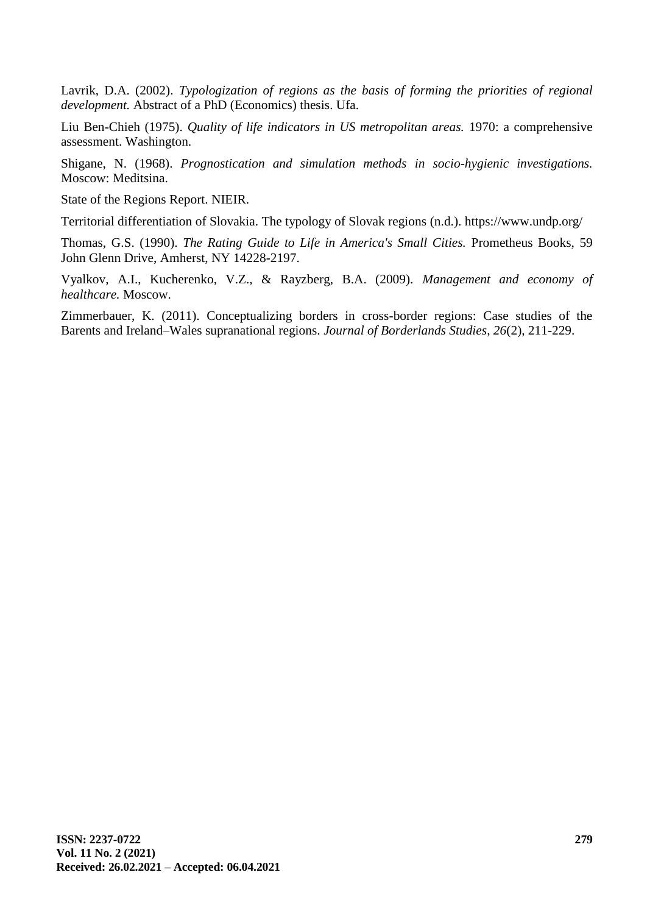Lavrik, D.A. (2002). *Typologization of regions as the basis of forming the priorities of regional development.* Abstract of a PhD (Economics) thesis. Ufa.

Liu Ben-Chieh (1975). *Quality of life indicators in US metropolitan areas.* 1970: a comprehensive assessment. Washington.

Shigane, N. (1968). *Prognostication and simulation methods in socio-hygienic investigations.* Moscow: Meditsina.

State of the Regions Report. NIEIR.

Territorial differentiation of Slovakia. The typology of Slovak regions (n.d.). https://www.undp.org/

Thomas, G.S. (1990). *The Rating Guide to Life in America's Small Cities.* Prometheus Books, 59 John Glenn Drive, Amherst, NY 14228-2197.

Vyalkov, A.I., Kucherenko, V.Z., & Rayzberg, B.A. (2009). *Management and economy of healthcare.* Moscow.

Zimmerbauer, K. (2011). Conceptualizing borders in cross-border regions: Case studies of the Barents and Ireland–Wales supranational regions. *Journal of Borderlands Studies, 26*(2), 211-229.